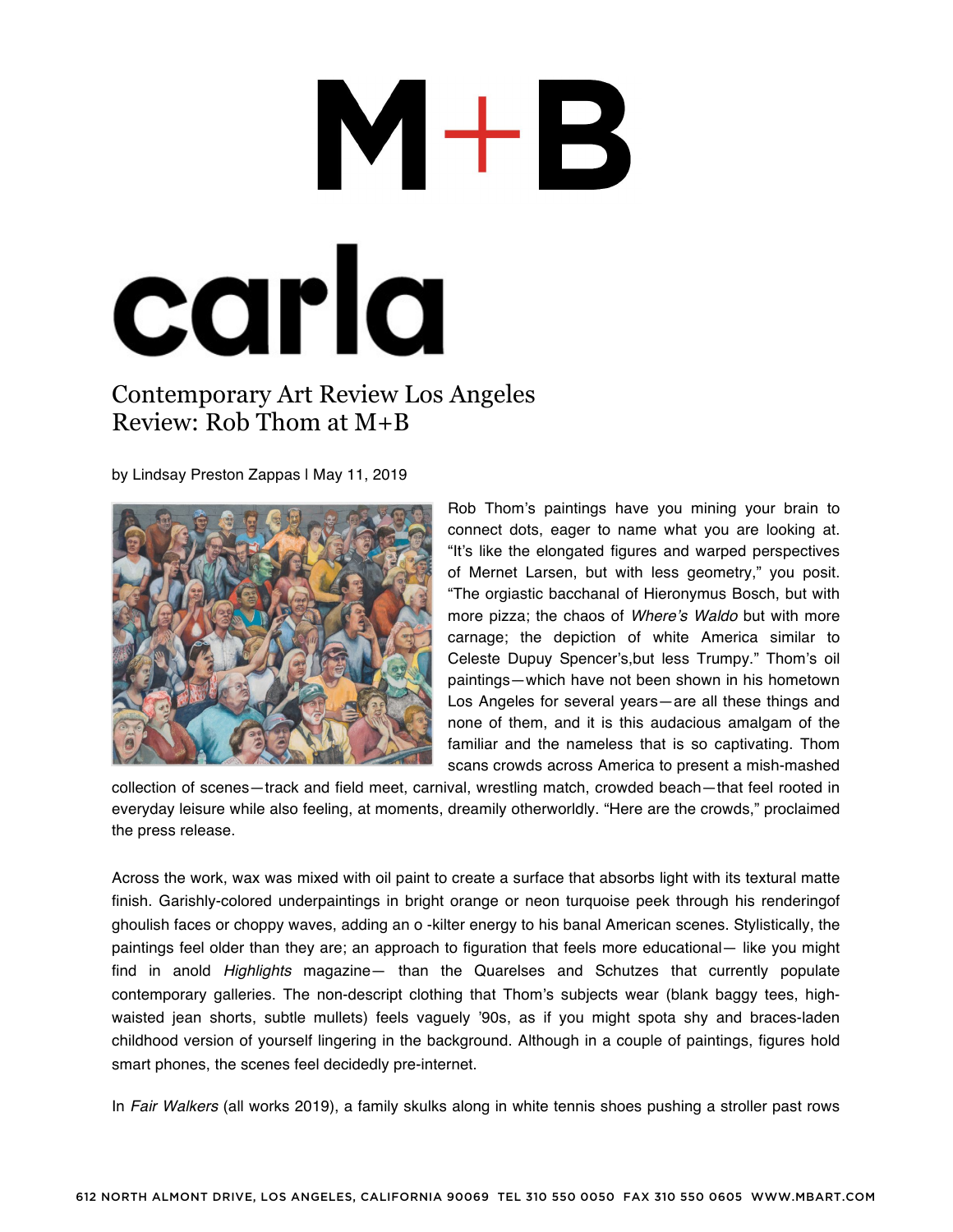# M+B

# carla

## Contemporary Art Review Los Angeles
## Review: Rob Thom at M+B

by Lindsay Preston Zappas | May 11, 2019

Rob Thom's paintings have you mining your brain to connect dots, eager to name what you are looking at. "It's like the elongated figures and warped perspectives of Mernet Larsen, but with less geometry," you posit. "The orgiastic bacchanal of Hieronymus Bosch, but with more pizza; the chaos of *Where's Waldo* but with more carnage; the depiction of white America similar to Celeste Dupuy Spencer's,but less Trumpy." Thom's oil paintings—which have not been shown in his hometown Los Angeles for several years—are all these things and none of them, and it is this audacious amalgam of the familiar and the nameless that is so captivating. Thom scans crowds across America to present a mish-mashed collection of scenes—track and field meet, carnival, wrestling match, crowded beach—that feel rooted in everyday leisure while also feeling, at moments, dreamily otherworldly. "Here are the crowds," proclaimed the press release.

Across the work, wax was mixed with oil paint to create a surface that absorbs light with its textural matte finish. Garishly-colored underpaintings in bright orange or neon turquoise peek through his renderingof ghoulish faces or choppy waves, adding an o -kilter energy to his banal American scenes. Stylistically, the paintings feel older than they are; an approach to figuration that feels more educational— like you might find in anold *Highlights* magazine— than the Quarelses and Schutzes that currently populate contemporary galleries. The non-descript clothing that Thom's subjects wear (blank baggy tees, high-waisted jean shorts, subtle mullets) feels vaguely '90s, as if you might spota shy and braces-laden childhood version of yourself lingering in the background. Although in a couple of paintings, figures hold smart phones, the scenes feel decidedly pre-internet.

In *Fair Walkers* (all works 2019), a family skulks along in white tennis shoes pushing a stroller past rows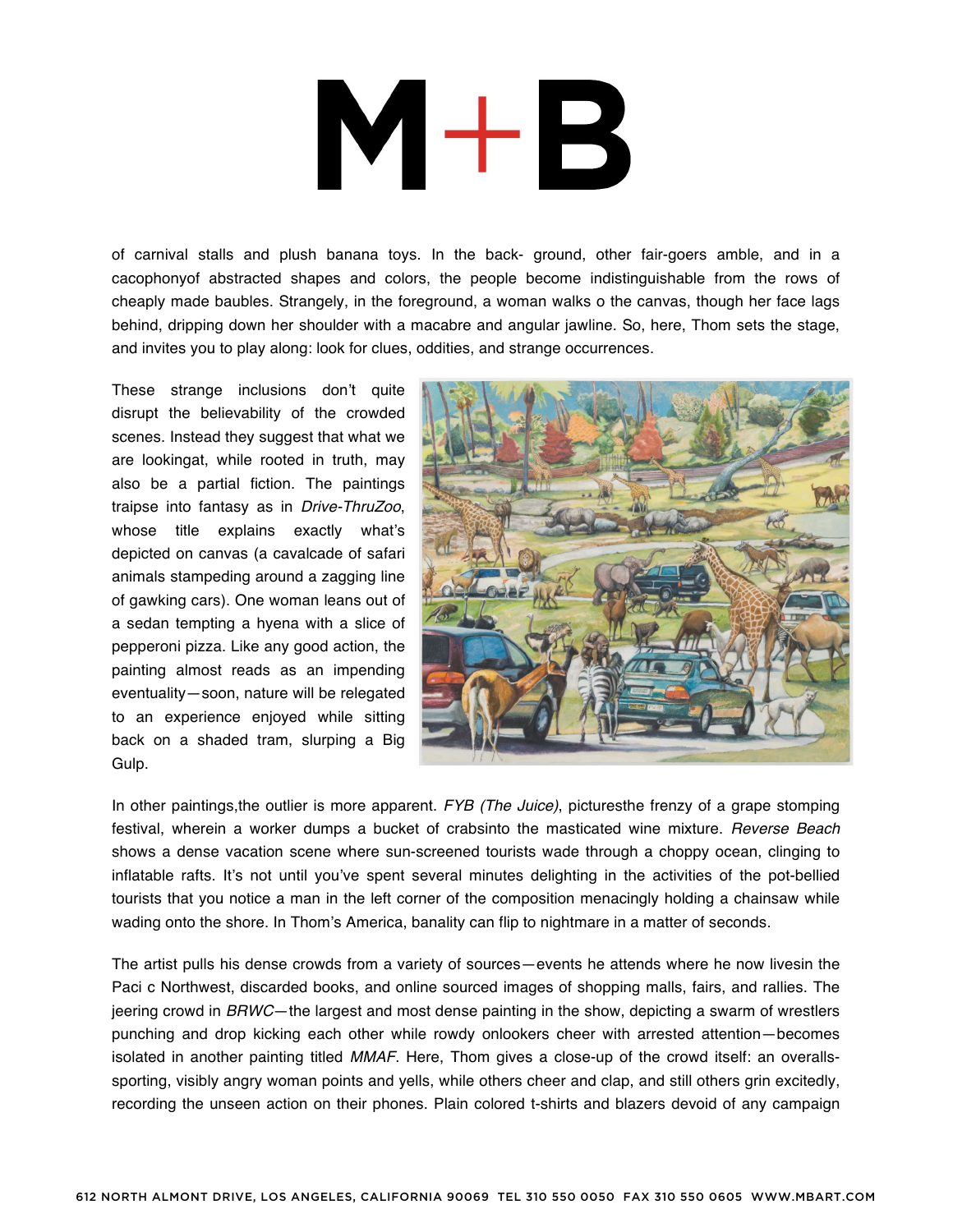of carnival stalls and plush banana toys. In the back- ground, other fair-goers amble, and in a cacophonyof abstracted shapes and colors, the people become indistinguishable from the rows of cheaply made baubles. Strangely, in the foreground, a woman walks o the canvas, though her face lags behind, dripping down her shoulder with a macabre and angular jawline. So, here, Thom sets the stage, and invites you to play along: look for clues, oddities, and strange occurrences.

These strange inclusions don't quite disrupt the believability of the crowded scenes. Instead they suggest that what we are lookingat, while rooted in truth, may also be a partial fiction. The paintings traipse into fantasy as in *Drive-ThruZoo*, whose title explains exactly what's depicted on canvas (a cavalcade of safari animals stampeding around a zagging line of gawking cars). One woman leans out of a sedan tempting a hyena with a slice of pepperoni pizza. Like any good action, the painting almost reads as an impending eventuality—soon, nature will be relegated to an experience enjoyed while sitting back on a shaded tram, slurping a Big Gulp.

In other paintings,the outlier is more apparent. *FYB (The Juice)*, picturesthe frenzy of a grape stomping festival, wherein a worker dumps a bucket of crabsinto the masticated wine mixture. *Reverse Beach* shows a dense vacation scene where sun-screened tourists wade through a choppy ocean, clinging to inflatable rafts. It's not until you've spent several minutes delighting in the activities of the pot-bellied tourists that you notice a man in the left corner of the composition menacingly holding a chainsaw while wading onto the shore. In Thom's America, banality can flip to nightmare in a matter of seconds.

The artist pulls his dense crowds from a variety of sources—events he attends where he now livesin the Paci c Northwest, discarded books, and online sourced images of shopping malls, fairs, and rallies. The jeering crowd in *BRWC*—the largest and most dense painting in the show, depicting a swarm of wrestlers punching and drop kicking each other while rowdy onlookers cheer with arrested attention—becomes isolated in another painting titled *MMAF*. Here, Thom gives a close-up of the crowd itself: an overalls-sporting, visibly angry woman points and yells, while others cheer and clap, and still others grin excitedly, recording the unseen action on their phones. Plain colored t-shirts and blazers devoid of any campaign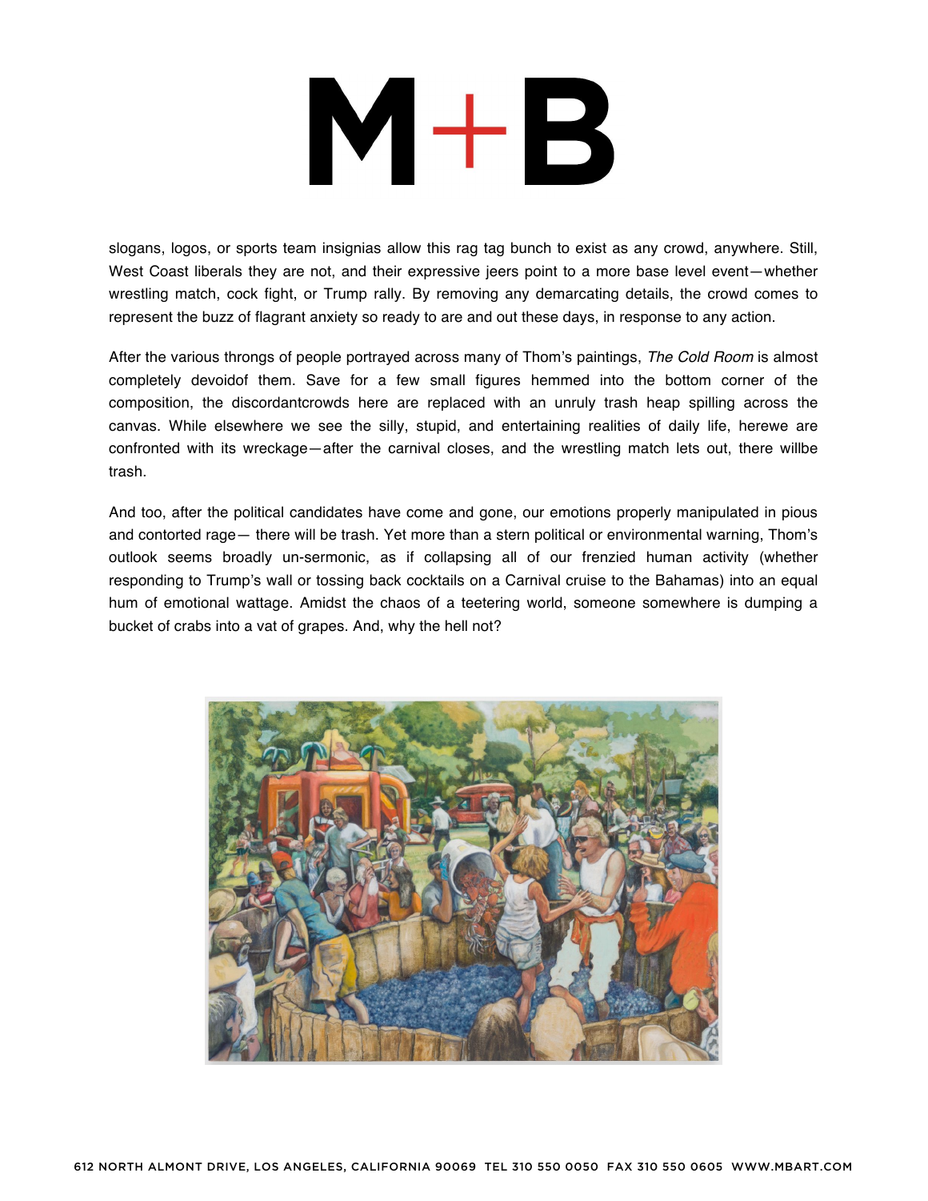slogans, logos, or sports team insignias allow this rag tag bunch to exist as any crowd, anywhere. Still, West Coast liberals they are not, and their expressive jeers point to a more base level event—whether wrestling match, cock fight, or Trump rally. By removing any demarcating details, the crowd comes to represent the buzz of flagrant anxiety so ready to are and out these days, in response to any action.

After the various throngs of people portrayed across many of Thom's paintings, *The Cold Room* is almost completely devoidof them. Save for a few small figures hemmed into the bottom corner of the composition, the discordantcrowds here are replaced with an unruly trash heap spilling across the canvas. While elsewhere we see the silly, stupid, and entertaining realities of daily life, herewe are confronted with its wreckage—after the carnival closes, and the wrestling match lets out, there willbe trash.

And too, after the political candidates have come and gone, our emotions properly manipulated in pious and contorted rage— there will be trash. Yet more than a stern political or environmental warning, Thom's outlook seems broadly un-sermonic, as if collapsing all of our frenzied human activity (whether responding to Trump's wall or tossing back cocktails on a Carnival cruise to the Bahamas) into an equal hum of emotional wattage. Amidst the chaos of a teetering world, someone somewhere is dumping a bucket of crabs into a vat of grapes. And, why the hell not?